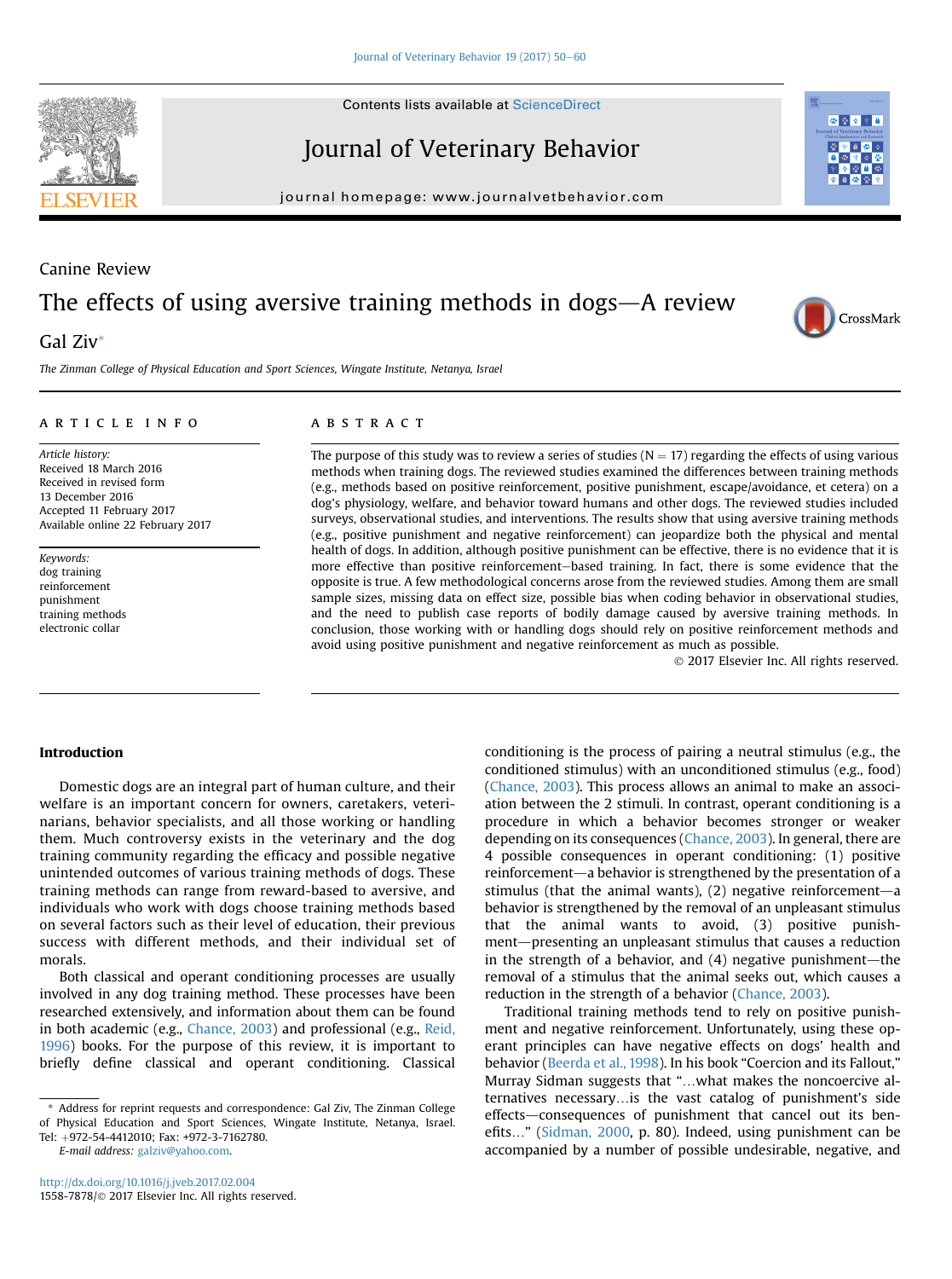Canine Review

# The effects of using aversive training methods in dogs—A review

Gal Ziv*

*The Zinman College of Physical Education and Sport Sciences, Wingate Institute, Netanya, Israel*

## ARTICLE INFO

*Article history:*
Received 18 March 2016
Received in revised form
13 December 2016
Accepted 11 February 2017
Available online 22 February 2017

*Keywords:*
dog training
reinforcement
punishment
training methods
electronic collar

## ABSTRACT

The purpose of this study was to review a series of studies (N = 17) regarding the effects of using various methods when training dogs. The reviewed studies examined the differences between training methods (e.g., methods based on positive reinforcement, positive punishment, escape/avoidance, et cetera) on a dog's physiology, welfare, and behavior toward humans and other dogs. The reviewed studies included surveys, observational studies, and interventions. The results show that using aversive training methods (e.g., positive punishment and negative reinforcement) can jeopardize both the physical and mental health of dogs. In addition, although positive punishment can be effective, there is no evidence that it is more effective than positive reinforcement–based training. In fact, there is some evidence that the opposite is true. A few methodological concerns arose from the reviewed studies. Among them are small sample sizes, missing data on effect size, possible bias when coding behavior in observational studies, and the need to publish case reports of bodily damage caused by aversive training methods. In conclusion, those working with or handling dogs should rely on positive reinforcement methods and avoid using positive punishment and negative reinforcement as much as possible.

© 2017 Elsevier Inc. All rights reserved.

## Introduction

Domestic dogs are an integral part of human culture, and their welfare is an important concern for owners, caretakers, veterinarians, behavior specialists, and all those working or handling them. Much controversy exists in the veterinary and the dog training community regarding the efficacy and possible negative unintended outcomes of various training methods of dogs. These training methods can range from reward-based to aversive, and individuals who work with dogs choose training methods based on several factors such as their level of education, their previous success with different methods, and their individual set of morals.

Both classical and operant conditioning processes are usually involved in any dog training method. These processes have been researched extensively, and information about them can be found in both academic (e.g., Chance, 2003) and professional (e.g., Reid, 1996) books. For the purpose of this review, it is important to briefly define classical and operant conditioning. Classical conditioning is the process of pairing a neutral stimulus (e.g., the conditioned stimulus) with an unconditioned stimulus (e.g., food) (Chance, 2003). This process allows an animal to make an association between the 2 stimuli. In contrast, operant conditioning is a procedure in which a behavior becomes stronger or weaker depending on its consequences (Chance, 2003). In general, there are 4 possible consequences in operant conditioning: (1) positive reinforcement—a behavior is strengthened by the presentation of a stimulus (that the animal wants), (2) negative reinforcement—a behavior is strengthened by the removal of an unpleasant stimulus that the animal wants to avoid, (3) positive punishment—presenting an unpleasant stimulus that causes a reduction in the strength of a behavior, and (4) negative punishment—the removal of a stimulus that the animal seeks out, which causes a reduction in the strength of a behavior (Chance, 2003).

Traditional training methods tend to rely on positive punishment and negative reinforcement. Unfortunately, using these operant principles can have negative effects on dogs' health and behavior (Beerda et al., 1998). In his book "Coercion and its Fallout," Murray Sidman suggests that "…what makes the noncoercive alternatives necessary…is the vast catalog of punishment's side effects—consequences of punishment that cancel out its benefits…" (Sidman, 2000, p. 80). Indeed, using punishment can be accompanied by a number of possible undesirable, negative, and

* Address for reprint requests and correspondence: Gal Ziv, The Zinman College of Physical Education and Sport Sciences, Wingate Institute, Netanya, Israel. Tel: +972-54-4412010; Fax: +972-3-7162780.
*E-mail address:* galziv@yahoo.com.

http://dx.doi.org/10.1016/j.jveb.2017.02.004
1558-7878/© 2017 Elsevier Inc. All rights reserved.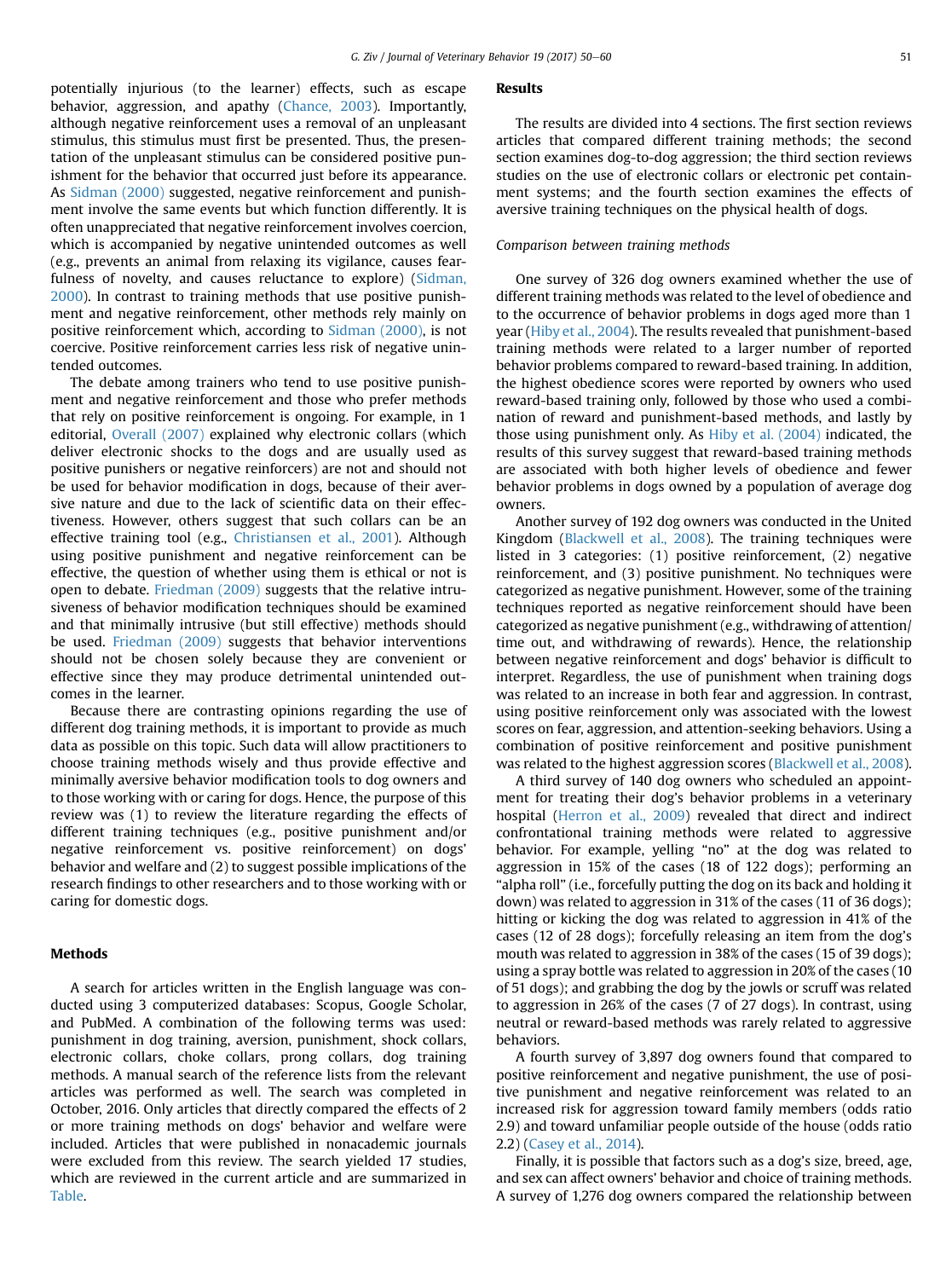potentially injurious (to the learner) effects, such as escape behavior, aggression, and apathy (Chance, 2003). Importantly, although negative reinforcement uses a removal of an unpleasant stimulus, this stimulus must first be presented. Thus, the presentation of the unpleasant stimulus can be considered positive punishment for the behavior that occurred just before its appearance. As Sidman (2000) suggested, negative reinforcement and punishment involve the same events but which function differently. It is often unappreciated that negative reinforcement involves coercion, which is accompanied by negative unintended outcomes as well (e.g., prevents an animal from relaxing its vigilance, causes fearfulness of novelty, and causes reluctance to explore) (Sidman, 2000). In contrast to training methods that use positive punishment and negative reinforcement, other methods rely mainly on positive reinforcement which, according to Sidman (2000), is not coercive. Positive reinforcement carries less risk of negative unintended outcomes.

The debate among trainers who tend to use positive punishment and negative reinforcement and those who prefer methods that rely on positive reinforcement is ongoing. For example, in 1 editorial, Overall (2007) explained why electronic collars (which deliver electronic shocks to the dogs and are usually used as positive punishers or negative reinforcers) are not and should not be used for behavior modification in dogs, because of their aversive nature and due to the lack of scientific data on their effectiveness. However, others suggest that such collars can be an effective training tool (e.g., Christiansen et al., 2001). Although using positive punishment and negative reinforcement can be effective, the question of whether using them is ethical or not is open to debate. Friedman (2009) suggests that the relative intrusiveness of behavior modification techniques should be examined and that minimally intrusive (but still effective) methods should be used. Friedman (2009) suggests that behavior interventions should not be chosen solely because they are convenient or effective since they may produce detrimental unintended outcomes in the learner.

Because there are contrasting opinions regarding the use of different dog training methods, it is important to provide as much data as possible on this topic. Such data will allow practitioners to choose training methods wisely and thus provide effective and minimally aversive behavior modification tools to dog owners and to those working with or caring for dogs. Hence, the purpose of this review was (1) to review the literature regarding the effects of different training techniques (e.g., positive punishment and/or negative reinforcement vs. positive reinforcement) on dogs' behavior and welfare and (2) to suggest possible implications of the research findings to other researchers and to those working with or caring for domestic dogs.

## Methods

A search for articles written in the English language was conducted using 3 computerized databases: Scopus, Google Scholar, and PubMed. A combination of the following terms was used: punishment in dog training, aversion, punishment, shock collars, electronic collars, choke collars, prong collars, dog training methods. A manual search of the reference lists from the relevant articles was performed as well. The search was completed in October, 2016. Only articles that directly compared the effects of 2 or more training methods on dogs' behavior and welfare were included. Articles that were published in nonacademic journals were excluded from this review. The search yielded 17 studies, which are reviewed in the current article and are summarized in Table.

## Results

The results are divided into 4 sections. The first section reviews articles that compared different training methods; the second section examines dog-to-dog aggression; the third section reviews studies on the use of electronic collars or electronic pet containment systems; and the fourth section examines the effects of aversive training techniques on the physical health of dogs.

### Comparison between training methods

One survey of 326 dog owners examined whether the use of different training methods was related to the level of obedience and to the occurrence of behavior problems in dogs aged more than 1 year (Hiby et al., 2004). The results revealed that punishment-based training methods were related to a larger number of reported behavior problems compared to reward-based training. In addition, the highest obedience scores were reported by owners who used reward-based training only, followed by those who used a combination of reward and punishment-based methods, and lastly by those using punishment only. As Hiby et al. (2004) indicated, the results of this survey suggest that reward-based training methods are associated with both higher levels of obedience and fewer behavior problems in dogs owned by a population of average dog owners.

Another survey of 192 dog owners was conducted in the United Kingdom (Blackwell et al., 2008). The training techniques were listed in 3 categories: (1) positive reinforcement, (2) negative reinforcement, and (3) positive punishment. No techniques were categorized as negative punishment. However, some of the training techniques reported as negative reinforcement should have been categorized as negative punishment (e.g., withdrawing of attention/time out, and withdrawing of rewards). Hence, the relationship between negative reinforcement and dogs' behavior is difficult to interpret. Regardless, the use of punishment when training dogs was related to an increase in both fear and aggression. In contrast, using positive reinforcement only was associated with the lowest scores on fear, aggression, and attention-seeking behaviors. Using a combination of positive reinforcement and positive punishment was related to the highest aggression scores (Blackwell et al., 2008).

A third survey of 140 dog owners who scheduled an appointment for treating their dog's behavior problems in a veterinary hospital (Herron et al., 2009) revealed that direct and indirect confrontational training methods were related to aggressive behavior. For example, yelling "no" at the dog was related to aggression in 15% of the cases (18 of 122 dogs); performing an "alpha roll" (i.e., forcefully putting the dog on its back and holding it down) was related to aggression in 31% of the cases (11 of 36 dogs); hitting or kicking the dog was related to aggression in 41% of the cases (12 of 28 dogs); forcefully releasing an item from the dog's mouth was related to aggression in 38% of the cases (15 of 39 dogs); using a spray bottle was related to aggression in 20% of the cases (10 of 51 dogs); and grabbing the dog by the jowls or scruff was related to aggression in 26% of the cases (7 of 27 dogs). In contrast, using neutral or reward-based methods was rarely related to aggressive behaviors.

A fourth survey of 3,897 dog owners found that compared to positive reinforcement and negative punishment, the use of positive punishment and negative reinforcement was related to an increased risk for aggression toward family members (odds ratio 2.9) and toward unfamiliar people outside of the house (odds ratio 2.2) (Casey et al., 2014).

Finally, it is possible that factors such as a dog's size, breed, age, and sex can affect owners' behavior and choice of training methods. A survey of 1,276 dog owners compared the relationship between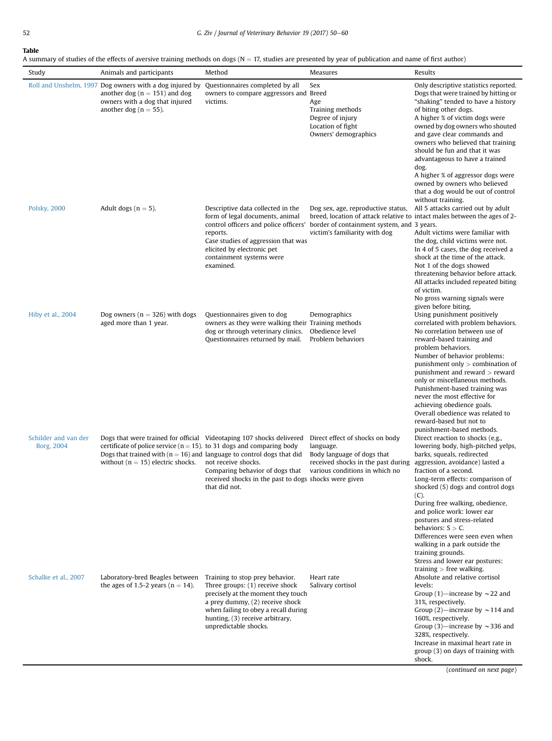**Table**

A summary of studies of the effects of aversive training methods on dogs (N = 17, studies are presented by year of publication and name of first author)

| Study | Animals and participants | Method | Measures | Results |
|---|---|---|---|---|
| Roll and Unshelm, 1997 | Dog owners with a dog injured by another dog (n = 151) and dog owners with a dog that injured another dog (n = 55). | Questionnaires completed by all owners to compare aggressors and victims. | Sex<br>Breed<br>Age<br>Training methods<br>Degree of injury<br>Location of fight<br>Owners' demographics | Only descriptive statistics reported.<br>Dogs that were trained by hitting or "shaking" tended to have a history of biting other dogs.<br>A higher % of victim dogs were owned by dog owners who shouted and gave clear commands and owners who believed that training should be fun and that it was advantageous to have a trained dog.<br>A higher % of aggressor dogs were owned by owners who believed that a dog would be out of control without training. |
| Polsky, 2000 | Adult dogs (n = 5). | Descriptive data collected in the form of legal documents, animal control officers and police officers' reports.<br>Case studies of aggression that was elicited by electronic pet containment systems were examined. | Dog sex, age, reproductive status, breed, location of attack relative to border of containment system, and victim's familiarity with dog | All 5 attacks carried out by adult intact males between the ages of 2-3 years.<br>Adult victims were familiar with the dog, child victims were not.<br>In 4 of 5 cases, the dog received a shock at the time of the attack.<br>Not 1 of the dogs showed threatening behavior before attack.<br>All attacks included repeated biting of victim.<br>No gross warning signals were given before biting. |
| Hiby et al., 2004 | Dog owners (n = 326) with dogs aged more than 1 year. | Questionnaires given to dog owners as they were walking their dog or through veterinary clinics. Questionnaires returned by mail. | Demographics<br>Training methods<br>Obedience level<br>Problem behaviors | Using punishment positively correlated with problem behaviors.<br>No correlation between use of reward-based training and problem behaviors.<br>Number of behavior problems: punishment only > combination of punishment and reward > reward only or miscellaneous methods.<br>Punishment-based training was never the most effective for achieving obedience goals.<br>Overall obedience was related to reward-based but not to punishment-based methods. |
| Schilder and van der Borg, 2004 | Dogs that were trained for official certificate of police service (n = 15). Dogs that trained with (n = 16) and without (n = 15) electric shocks. | Videotaping 107 shocks delivered to 31 dogs and comparing body language to control dogs that did not receive shocks.<br>Comparing behavior of dogs that received shocks in the past to dogs that did not. | Direct effect of shocks on body language.<br>Body language of dogs that received shocks in the past during various conditions in which no shocks were given | Direct reaction to shocks (e.g., lowering body, high-pitched yelps, barks, squeals, redirected aggression, avoidance) lasted a fraction of a second.<br>Long-term effects: comparison of shocked (S) dogs and control dogs (C).<br>During free walking, obedience, and police work: lower ear postures and stress-related behaviors: S > C.<br>Differences were seen even when walking in a park outside the training grounds.<br>Stress and lower ear postures: training > free walking. |
| Schalke et al., 2007 | Laboratory-bred Beagles between the ages of 1.5-2 years (n = 14). | Training to stop prey behavior. Three groups: (1) receive shock precisely at the moment they touch a prey dummy, (2) receive shock when failing to obey a recall during hunting, (3) receive arbitrary, unpredictable shocks. | Heart rate<br>Salivary cortisol | Absolute and relative cortisol levels:<br>Group (1)—increase by ∼22 and 31%, respectively.<br>Group (2)—increase by ∼114 and 160%, respectively.<br>Group (3)—increase by ∼336 and 328%, respectively.<br>Increase in maximal heart rate in group (3) on days of training with shock. |

(*continued on next page*)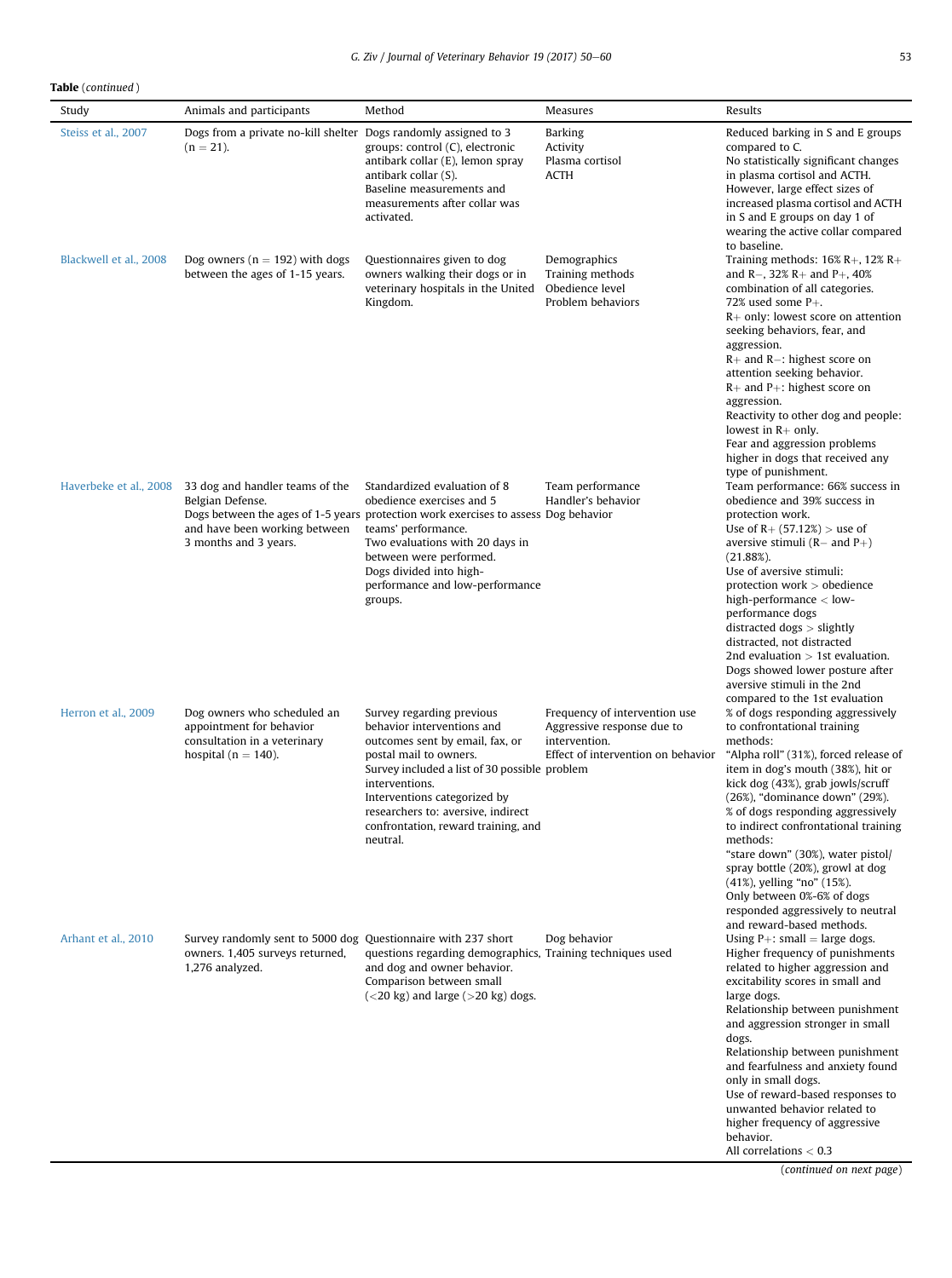**Table** (*continued*)

| Study | Animals and participants | Method | Measures | Results |
|---|---|---|---|---|
| Steiss et al., 2007 | Dogs from a private no-kill shelter (n = 21). | Dogs randomly assigned to 3 groups: control (C), electronic antibark collar (E), lemon spray antibark collar (S).<br>Baseline measurements and measurements after collar was activated. | Barking<br>Activity<br>Plasma cortisol<br>ACTH | Reduced barking in S and E groups compared to C.<br>No statistically significant changes in plasma cortisol and ACTH. However, large effect sizes of increased plasma cortisol and ACTH in S and E groups on day 1 of wearing the active collar compared to baseline. |
| Blackwell et al., 2008 | Dog owners (n = 192) with dogs between the ages of 1-15 years. | Questionnaires given to dog owners walking their dogs or in veterinary hospitals in the United Kingdom. | Demographics<br>Training methods<br>Obedience level<br>Problem behaviors | Training methods: 16% R+, 12% R+ and R−, 32% R+ and P+, 40% combination of all categories.<br>72% used some P+.<br>R+ only: lowest score on attention seeking behaviors, fear, and aggression.<br>R+ and R−: highest score on attention seeking behavior.<br>R+ and P+: highest score on aggression.<br>Reactivity to other dog and people: lowest in R+ only.<br>Fear and aggression problems higher in dogs that received any type of punishment. |
| Haverbeke et al., 2008 | 33 dog and handler teams of the Belgian Defense.<br>Dogs between the ages of 1-5 years and have been working between 3 months and 3 years. | Standardized evaluation of 8 obedience exercises and 5 protection work exercises to assess teams' performance.<br>Two evaluations with 20 days in between were performed.<br>Dogs divided into high-performance and low-performance groups. | Team performance<br>Handler's behavior<br>Dog behavior | Team performance: 66% success in obedience and 39% success in protection work.<br>Use of R+ (57.12%) > use of aversive stimuli (R− and P+) (21.88%).<br>Use of aversive stimuli:<br>protection work > obedience<br>high-performance < low-performance dogs<br>distracted dogs > slightly distracted, not distracted<br>2nd evaluation > 1st evaluation.<br>Dogs showed lower posture after aversive stimuli in the 2nd compared to the 1st evaluation |
| Herron et al., 2009 | Dog owners who scheduled an appointment for behavior consultation in a veterinary hospital (n = 140). | Survey regarding previous behavior interventions and outcomes sent by email, fax, or postal mail to owners.<br>Survey included a list of 30 possible interventions.<br>Interventions categorized by researchers to: aversive, indirect confrontation, reward training, and neutral. | Frequency of intervention use<br>Aggressive response due to intervention.<br>Effect of intervention on behavior problem | % of dogs responding aggressively to confrontational training methods:<br>"Alpha roll" (31%), forced release of item in dog's mouth (38%), hit or kick dog (43%), grab jowls/scruff (26%), "dominance down" (29%).<br>% of dogs responding aggressively to indirect confrontational training methods:<br>"stare down" (30%), water pistol/spray bottle (20%), growl at dog (41%), yelling "no" (15%).<br>Only between 0%-6% of dogs responded aggressively to neutral and reward-based methods. |
| Arhant et al., 2010 | Survey randomly sent to 5000 dog owners. 1,405 surveys returned, 1,276 analyzed. | Questionnaire with 237 short questions regarding demographics, and dog and owner behavior.<br>Comparison between small (<20 kg) and large (>20 kg) dogs. | Dog behavior<br>Training techniques used | Using P+: small = large dogs.<br>Higher frequency of punishments related to higher aggression and excitability scores in small and large dogs.<br>Relationship between punishment and aggression stronger in small dogs.<br>Relationship between punishment and fearfulness and anxiety found only in small dogs.<br>Use of reward-based responses to unwanted behavior related to higher frequency of aggressive behavior.<br>All correlations < 0.3 |

(*continued on next page*)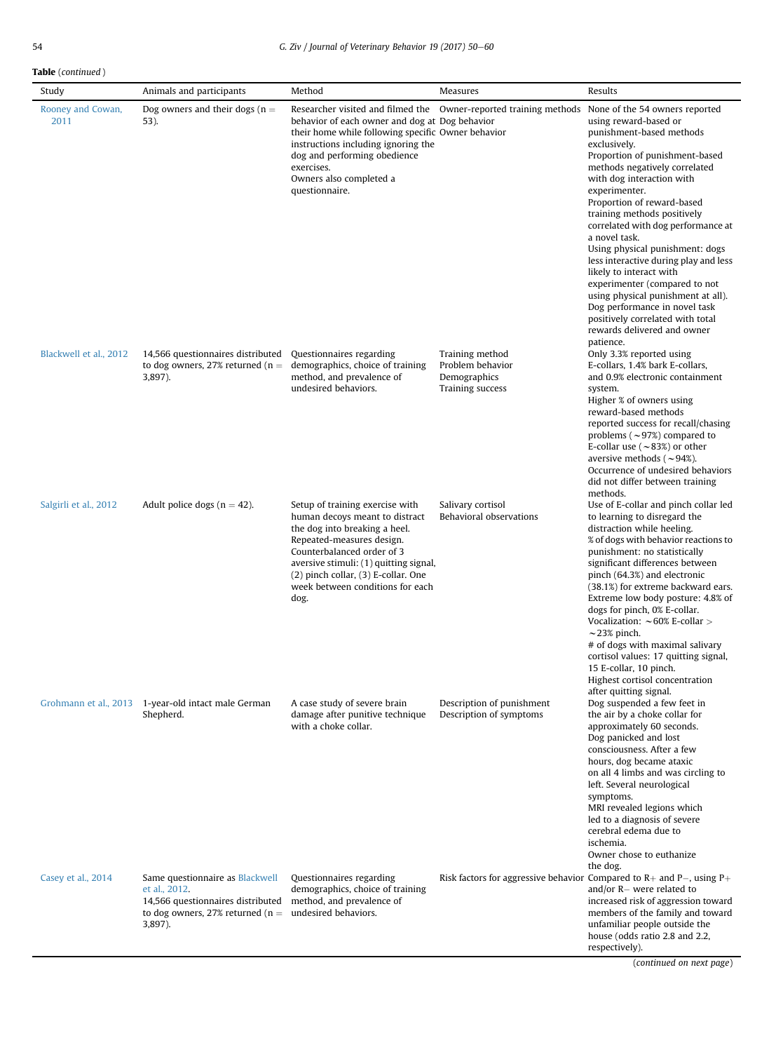**Table** (*continued*)

| Study | Animals and participants | Method | Measures | Results |
|---|---|---|---|---|
| Rooney and Cowan, 2011 | Dog owners and their dogs (n = 53). | Researcher visited and filmed the behavior of each owner and dog at their home while following specific instructions including ignoring the dog and performing obedience exercises. Owners also completed a questionnaire. | Owner-reported training methods Dog behavior Owner behavior | None of the 54 owners reported using reward-based or punishment-based methods exclusively. Proportion of punishment-based methods negatively correlated with dog interaction with experimenter. Proportion of reward-based training methods positively correlated with dog performance at a novel task. Using physical punishment: dogs less interactive during play and less likely to interact with experimenter (compared to not using physical punishment at all). Dog performance in novel task positively correlated with total rewards delivered and owner patience. |
| Blackwell et al., 2012 | 14,566 questionnaires distributed to dog owners, 27% returned (n = 3,897). | Questionnaires regarding demographics, choice of training method, and prevalence of undesired behaviors. | Training method Problem behavior Demographics Training success | Only 3.3% reported using E-collars, 1.4% bark E-collars, and 0.9% electronic containment system. Higher % of owners using reward-based methods reported success for recall/chasing problems (~97%) compared to E-collar use (~83%) or other aversive methods (~94%). Occurrence of undesired behaviors did not differ between training methods. |
| Salgirli et al., 2012 | Adult police dogs (n = 42). | Setup of training exercise with human decoys meant to distract the dog into breaking a heel. Repeated-measures design. Counterbalanced order of 3 aversive stimuli: (1) quitting signal, (2) pinch collar, (3) E-collar. One week between conditions for each dog. | Salivary cortisol Behavioral observations | Use of E-collar and pinch collar led to learning to disregard the distraction while heeling. % of dogs with behavior reactions to punishment: no statistically significant differences between pinch (64.3%) and electronic (38.1%) for extreme backward ears. Extreme low body posture: 4.8% of dogs for pinch, 0% E-collar. Vocalization: ~60% E-collar > ~23% pinch. # of dogs with maximal salivary cortisol values: 17 quitting signal, 15 E-collar, 10 pinch. Highest cortisol concentration after quitting signal. |
| Grohmann et al., 2013 | 1-year-old intact male German Shepherd. | A case study of severe brain damage after punitive technique with a choke collar. | Description of punishment Description of symptoms | Dog suspended a few feet in the air by a choke collar for approximately 60 seconds. Dog panicked and lost consciousness. After a few hours, dog became ataxic on all 4 limbs and was circling to left. Several neurological symptoms. MRI revealed legions which led to a diagnosis of severe cerebral edema due to ischemia. Owner chose to euthanize the dog. |
| Casey et al., 2014 | Same questionnaire as Blackwell et al., 2012. 14,566 questionnaires distributed to dog owners, 27% returned (n = 3,897). | Questionnaires regarding demographics, choice of training method, and prevalence of undesired behaviors. | Risk factors for aggressive behavior | Compared to R+ and P−, using P+ and/or R− were related to increased risk of aggression toward members of the family and toward unfamiliar people outside the house (odds ratio 2.8 and 2.2, respectively). |

(*continued on next page*)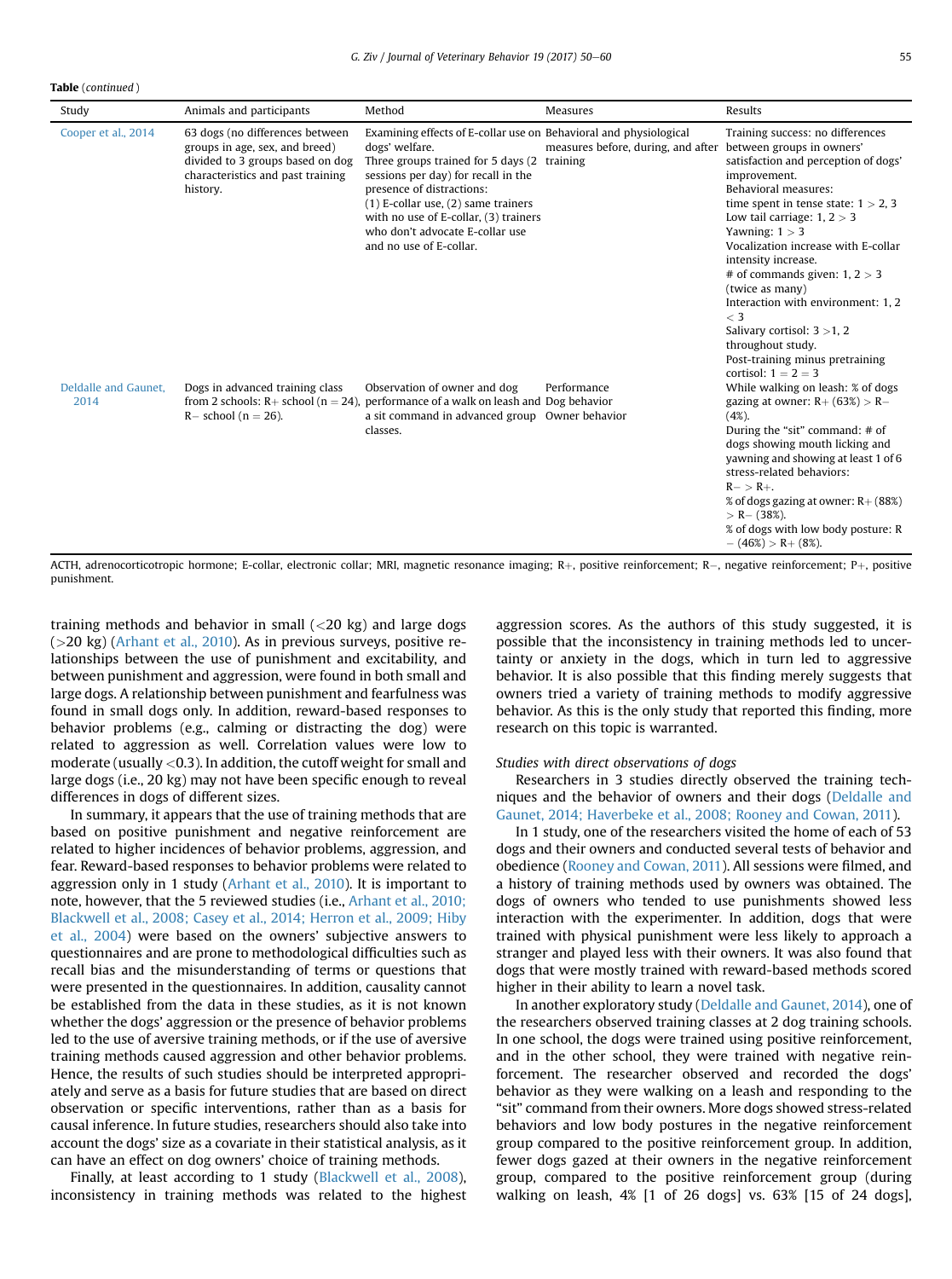**Table** (*continued*)

| Study | Animals and participants | Method | Measures | Results |
|---|---|---|---|---|
| Cooper et al., 2014 | 63 dogs (no differences between groups in age, sex, and breed) divided to 3 groups based on dog characteristics and past training history. | Examining effects of E-collar use on dogs' welfare. Three groups trained for 5 days (2 sessions per day) for recall in the presence of distractions: (1) E-collar use, (2) same trainers with no use of E-collar, (3) trainers who don't advocate E-collar use and no use of E-collar. | Behavioral and physiological measures before, during, and after training | Training success: no differences between groups in owners' satisfaction and perception of dogs' improvement. Behavioral measures: time spent in tense state: 1 > 2, 3 Low tail carriage: 1, 2 > 3 Yawning: 1 > 3 Vocalization increase with E-collar intensity increase. # of commands given: 1, 2 > 3 (twice as many) Interaction with environment: 1, 2 < 3 Salivary cortisol: 3 >1, 2 throughout study. Post-training minus pretraining cortisol: 1 = 2 = 3 |
| Deldalle and Gaunet, 2014 | Dogs in advanced training class from 2 schools: R+ school (n = 24), R− school (n = 26). | Observation of owner and dog performance of a walk on leash and a sit command in advanced group classes. | Performance Dog behavior Owner behavior | While walking on leash: % of dogs gazing at owner: R+ (63%) > R− (4%). During the "sit" command: # of dogs showing mouth licking and yawning and showing at least 1 of 6 stress-related behaviors: R− > R+. % of dogs gazing at owner: R+ (88%) > R− (38%). % of dogs with low body posture: R − (46%) > R+ (8%). |

ACTH, adrenocorticotropic hormone; E-collar, electronic collar; MRI, magnetic resonance imaging; R+, positive reinforcement; R−, negative reinforcement; P+, positive punishment.

training methods and behavior in small (<20 kg) and large dogs (>20 kg) (Arhant et al., 2010). As in previous surveys, positive relationships between the use of punishment and excitability, and between punishment and aggression, were found in both small and large dogs. A relationship between punishment and fearfulness was found in small dogs only. In addition, reward-based responses to behavior problems (e.g., calming or distracting the dog) were related to aggression as well. Correlation values were low to moderate (usually <0.3). In addition, the cutoff weight for small and large dogs (i.e., 20 kg) may not have been specific enough to reveal differences in dogs of different sizes.

In summary, it appears that the use of training methods that are based on positive punishment and negative reinforcement are related to higher incidences of behavior problems, aggression, and fear. Reward-based responses to behavior problems were related to aggression only in 1 study (Arhant et al., 2010). It is important to note, however, that the 5 reviewed studies (i.e., Arhant et al., 2010; Blackwell et al., 2008; Casey et al., 2014; Herron et al., 2009; Hiby et al., 2004) were based on the owners' subjective answers to questionnaires and are prone to methodological difficulties such as recall bias and the misunderstanding of terms or questions that were presented in the questionnaires. In addition, causality cannot be established from the data in these studies, as it is not known whether the dogs' aggression or the presence of behavior problems led to the use of aversive training methods, or if the use of aversive training methods caused aggression and other behavior problems. Hence, the results of such studies should be interpreted appropriately and serve as a basis for future studies that are based on direct observation or specific interventions, rather than as a basis for causal inference. In future studies, researchers should also take into account the dogs' size as a covariate in their statistical analysis, as it can have an effect on dog owners' choice of training methods.

Finally, at least according to 1 study (Blackwell et al., 2008), inconsistency in training methods was related to the highest aggression scores. As the authors of this study suggested, it is possible that the inconsistency in training methods led to uncertainty or anxiety in the dogs, which in turn led to aggressive behavior. It is also possible that this finding merely suggests that owners tried a variety of training methods to modify aggressive behavior. As this is the only study that reported this finding, more research on this topic is warranted.

*Studies with direct observations of dogs*

Researchers in 3 studies directly observed the training techniques and the behavior of owners and their dogs (Deldalle and Gaunet, 2014; Haverbeke et al., 2008; Rooney and Cowan, 2011).

In 1 study, one of the researchers visited the home of each of 53 dogs and their owners and conducted several tests of behavior and obedience (Rooney and Cowan, 2011). All sessions were filmed, and a history of training methods used by owners was obtained. The dogs of owners who tended to use punishments showed less interaction with the experimenter. In addition, dogs that were trained with physical punishment were less likely to approach a stranger and played less with their owners. It was also found that dogs that were mostly trained with reward-based methods scored higher in their ability to learn a novel task.

In another exploratory study (Deldalle and Gaunet, 2014), one of the researchers observed training classes at 2 dog training schools. In one school, the dogs were trained using positive reinforcement, and in the other school, they were trained with negative reinforcement. The researcher observed and recorded the dogs' behavior as they were walking on a leash and responding to the "sit" command from their owners. More dogs showed stress-related behaviors and low body postures in the negative reinforcement group compared to the positive reinforcement group. In addition, fewer dogs gazed at their owners in the negative reinforcement group, compared to the positive reinforcement group (during walking on leash, 4% [1 of 26 dogs] vs. 63% [15 of 24 dogs],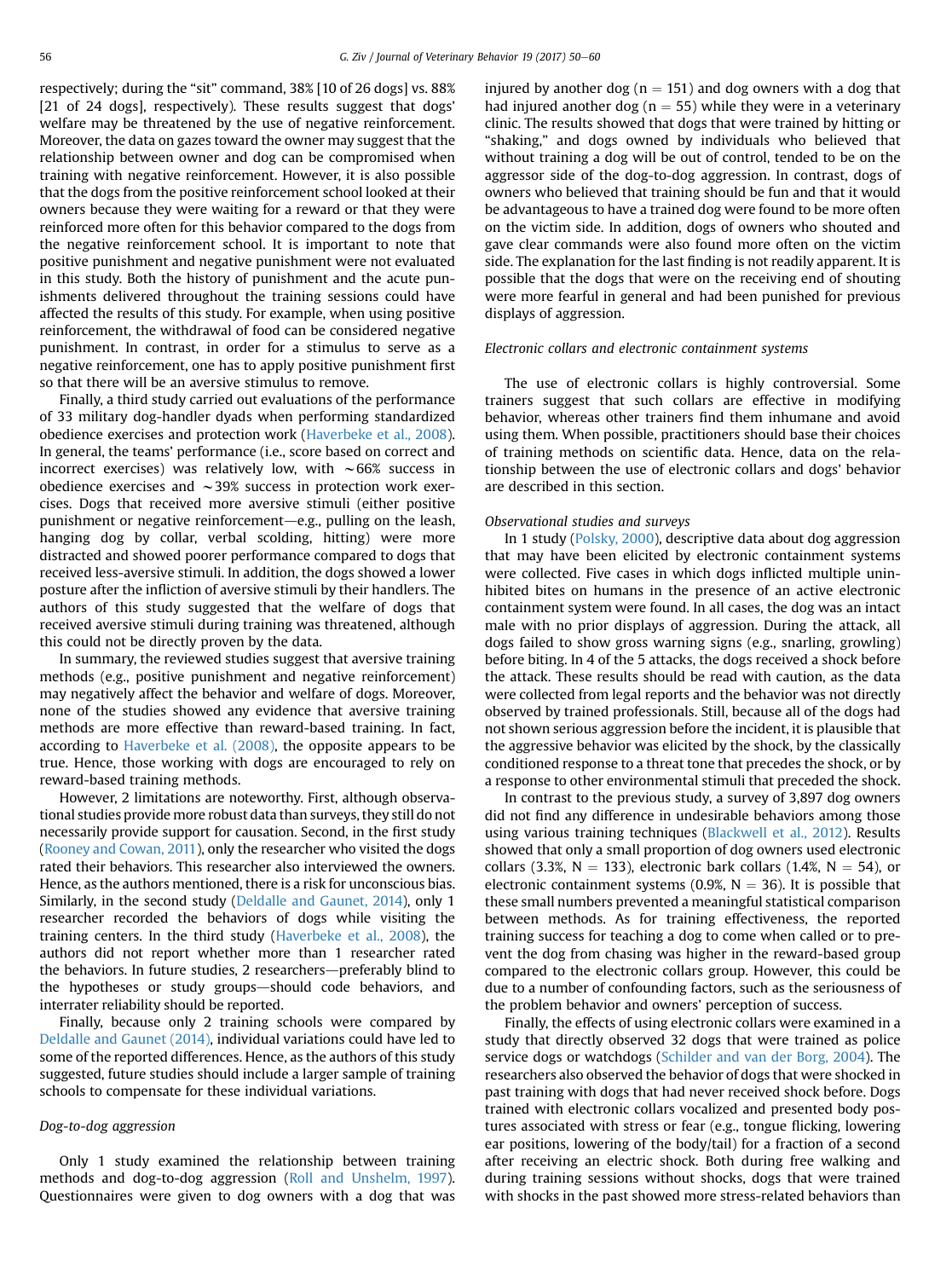respectively; during the "sit" command, 38% [10 of 26 dogs] vs. 88% [21 of 24 dogs], respectively). These results suggest that dogs' welfare may be threatened by the use of negative reinforcement. Moreover, the data on gazes toward the owner may suggest that the relationship between owner and dog can be compromised when training with negative reinforcement. However, it is also possible that the dogs from the positive reinforcement school looked at their owners because they were waiting for a reward or that they were reinforced more often for this behavior compared to the dogs from the negative reinforcement school. It is important to note that positive punishment and negative punishment were not evaluated in this study. Both the history of punishment and the acute punishments delivered throughout the training sessions could have affected the results of this study. For example, when using positive reinforcement, the withdrawal of food can be considered negative punishment. In contrast, in order for a stimulus to serve as a negative reinforcement, one has to apply positive punishment first so that there will be an aversive stimulus to remove.

Finally, a third study carried out evaluations of the performance of 33 military dog-handler dyads when performing standardized obedience exercises and protection work (Haverbeke et al., 2008). In general, the teams' performance (i.e., score based on correct and incorrect exercises) was relatively low, with ~66% success in obedience exercises and ~39% success in protection work exercises. Dogs that received more aversive stimuli (either positive punishment or negative reinforcement—e.g., pulling on the leash, hanging dog by collar, verbal scolding, hitting) were more distracted and showed poorer performance compared to dogs that received less-aversive stimuli. In addition, the dogs showed a lower posture after the infliction of aversive stimuli by their handlers. The authors of this study suggested that the welfare of dogs that received aversive stimuli during training was threatened, although this could not be directly proven by the data.

In summary, the reviewed studies suggest that aversive training methods (e.g., positive punishment and negative reinforcement) may negatively affect the behavior and welfare of dogs. Moreover, none of the studies showed any evidence that aversive training methods are more effective than reward-based training. In fact, according to Haverbeke et al. (2008), the opposite appears to be true. Hence, those working with dogs are encouraged to rely on reward-based training methods.

However, 2 limitations are noteworthy. First, although observational studies provide more robust data than surveys, they still do not necessarily provide support for causation. Second, in the first study (Rooney and Cowan, 2011), only the researcher who visited the dogs rated their behaviors. This researcher also interviewed the owners. Hence, as the authors mentioned, there is a risk for unconscious bias. Similarly, in the second study (Deldalle and Gaunet, 2014), only 1 researcher recorded the behaviors of dogs while visiting the training centers. In the third study (Haverbeke et al., 2008), the authors did not report whether more than 1 researcher rated the behaviors. In future studies, 2 researchers—preferably blind to the hypotheses or study groups—should code behaviors, and interrater reliability should be reported.

Finally, because only 2 training schools were compared by Deldalle and Gaunet (2014), individual variations could have led to some of the reported differences. Hence, as the authors of this study suggested, future studies should include a larger sample of training schools to compensate for these individual variations.

#### *Dog-to-dog aggression*

Only 1 study examined the relationship between training methods and dog-to-dog aggression (Roll and Unshelm, 1997). Questionnaires were given to dog owners with a dog that was injured by another dog (n = 151) and dog owners with a dog that had injured another dog (n = 55) while they were in a veterinary clinic. The results showed that dogs that were trained by hitting or "shaking," and dogs owned by individuals who believed that without training a dog will be out of control, tended to be on the aggressor side of the dog-to-dog aggression. In contrast, dogs of owners who believed that training should be fun and that it would be advantageous to have a trained dog were found to be more often on the victim side. In addition, dogs of owners who shouted and gave clear commands were also found more often on the victim side. The explanation for the last finding is not readily apparent. It is possible that the dogs that were on the receiving end of shouting were more fearful in general and had been punished for previous displays of aggression.

### *Electronic collars and electronic containment systems*

The use of electronic collars is highly controversial. Some trainers suggest that such collars are effective in modifying behavior, whereas other trainers find them inhumane and avoid using them. When possible, practitioners should base their choices of training methods on scientific data. Hence, data on the relationship between the use of electronic collars and dogs' behavior are described in this section.

#### *Observational studies and surveys*

In 1 study (Polsky, 2000), descriptive data about dog aggression that may have been elicited by electronic containment systems were collected. Five cases in which dogs inflicted multiple uninhibited bites on humans in the presence of an active electronic containment system were found. In all cases, the dog was an intact male with no prior displays of aggression. During the attack, all dogs failed to show gross warning signs (e.g., snarling, growling) before biting. In 4 of the 5 attacks, the dogs received a shock before the attack. These results should be read with caution, as the data were collected from legal reports and the behavior was not directly observed by trained professionals. Still, because all of the dogs had not shown serious aggression before the incident, it is plausible that the aggressive behavior was elicited by the shock, by the classically conditioned response to a threat tone that precedes the shock, or by a response to other environmental stimuli that preceded the shock.

In contrast to the previous study, a survey of 3,897 dog owners did not find any difference in undesirable behaviors among those using various training techniques (Blackwell et al., 2012). Results showed that only a small proportion of dog owners used electronic collars (3.3%, N = 133), electronic bark collars (1.4%, N = 54), or electronic containment systems (0.9%, N = 36). It is possible that these small numbers prevented a meaningful statistical comparison between methods. As for training effectiveness, the reported training success for teaching a dog to come when called or to prevent the dog from chasing was higher in the reward-based group compared to the electronic collars group. However, this could be due to a number of confounding factors, such as the seriousness of the problem behavior and owners' perception of success.

Finally, the effects of using electronic collars were examined in a study that directly observed 32 dogs that were trained as police service dogs or watchdogs (Schilder and van der Borg, 2004). The researchers also observed the behavior of dogs that were shocked in past training with dogs that had never received shock before. Dogs trained with electronic collars vocalized and presented body postures associated with stress or fear (e.g., tongue flicking, lowering ear positions, lowering of the body/tail) for a fraction of a second after receiving an electric shock. Both during free walking and during training sessions without shocks, dogs that were trained with shocks in the past showed more stress-related behaviors than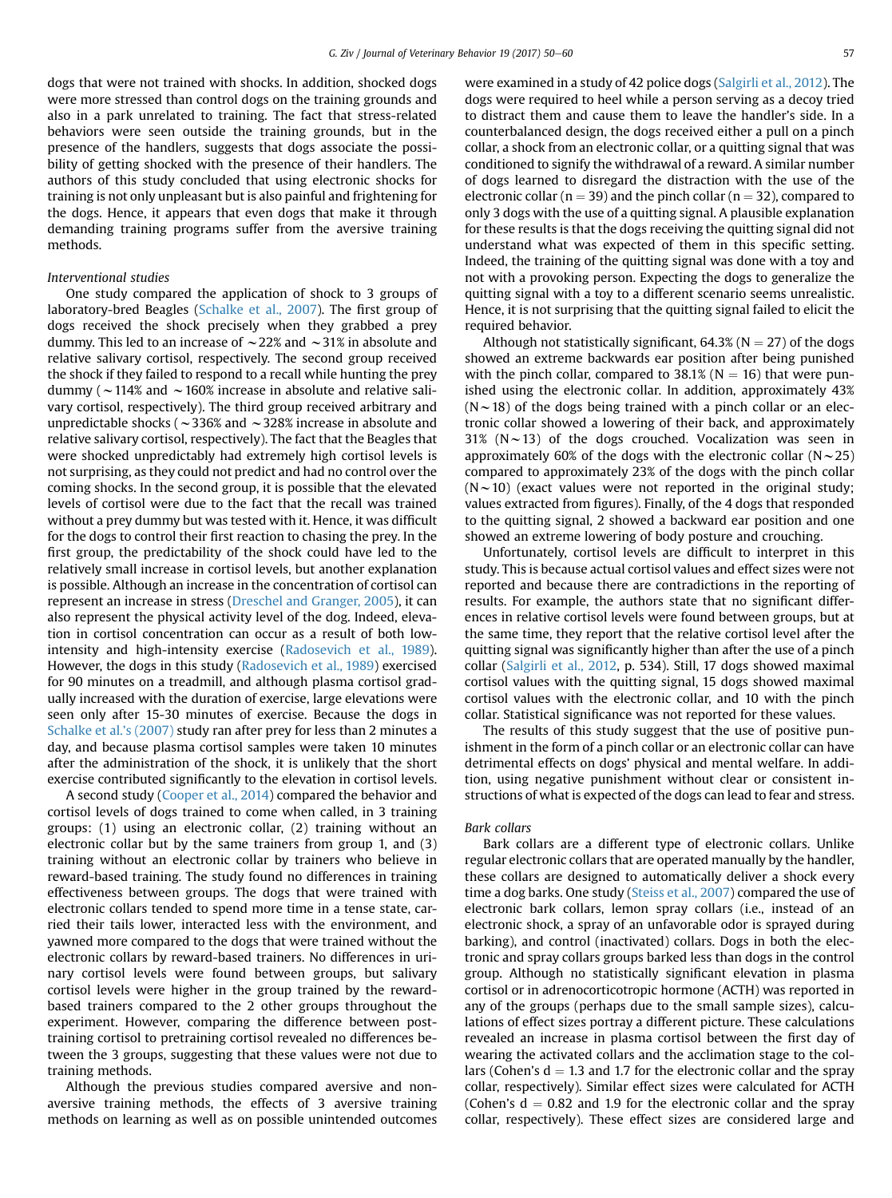dogs that were not trained with shocks. In addition, shocked dogs were more stressed than control dogs on the training grounds and also in a park unrelated to training. The fact that stress-related behaviors were seen outside the training grounds, but in the presence of the handlers, suggests that dogs associate the possibility of getting shocked with the presence of their handlers. The authors of this study concluded that using electronic shocks for training is not only unpleasant but is also painful and frightening for the dogs. Hence, it appears that even dogs that make it through demanding training programs suffer from the aversive training methods.

*Interventional studies*

One study compared the application of shock to 3 groups of laboratory-bred Beagles (Schalke et al., 2007). The first group of dogs received the shock precisely when they grabbed a prey dummy. This led to an increase of ~22% and ~31% in absolute and relative salivary cortisol, respectively. The second group received the shock if they failed to respond to a recall while hunting the prey dummy (~114% and ~160% increase in absolute and relative salivary cortisol, respectively). The third group received arbitrary and unpredictable shocks (~336% and ~328% increase in absolute and relative salivary cortisol, respectively). The fact that the Beagles that were shocked unpredictably had extremely high cortisol levels is not surprising, as they could not predict and had no control over the coming shocks. In the second group, it is possible that the elevated levels of cortisol were due to the fact that the recall was trained without a prey dummy but was tested with it. Hence, it was difficult for the dogs to control their first reaction to chasing the prey. In the first group, the predictability of the shock could have led to the relatively small increase in cortisol levels, but another explanation is possible. Although an increase in the concentration of cortisol can represent an increase in stress (Dreschel and Granger, 2005), it can also represent the physical activity level of the dog. Indeed, elevation in cortisol concentration can occur as a result of both low-intensity and high-intensity exercise (Radosevich et al., 1989). However, the dogs in this study (Radosevich et al., 1989) exercised for 90 minutes on a treadmill, and although plasma cortisol gradually increased with the duration of exercise, large elevations were seen only after 15-30 minutes of exercise. Because the dogs in Schalke et al.'s (2007) study ran after prey for less than 2 minutes a day, and because plasma cortisol samples were taken 10 minutes after the administration of the shock, it is unlikely that the short exercise contributed significantly to the elevation in cortisol levels.

A second study (Cooper et al., 2014) compared the behavior and cortisol levels of dogs trained to come when called, in 3 training groups: (1) using an electronic collar, (2) training without an electronic collar but by the same trainers from group 1, and (3) training without an electronic collar by trainers who believe in reward-based training. The study found no differences in training effectiveness between groups. The dogs that were trained with electronic collars tended to spend more time in a tense state, carried their tails lower, interacted less with the environment, and yawned more compared to the dogs that were trained without the electronic collars by reward-based trainers. No differences in urinary cortisol levels were found between groups, but salivary cortisol levels were higher in the group trained by the reward-based trainers compared to the 2 other groups throughout the experiment. However, comparing the difference between post-training cortisol to pretraining cortisol revealed no differences between the 3 groups, suggesting that these values were not due to training methods.

Although the previous studies compared aversive and non-aversive training methods, the effects of 3 aversive training methods on learning as well as on possible unintended outcomes were examined in a study of 42 police dogs (Salgirli et al., 2012). The dogs were required to heel while a person serving as a decoy tried to distract them and cause them to leave the handler's side. In a counterbalanced design, the dogs received either a pull on a pinch collar, a shock from an electronic collar, or a quitting signal that was conditioned to signify the withdrawal of a reward. A similar number of dogs learned to disregard the distraction with the use of the electronic collar (n = 39) and the pinch collar (n = 32), compared to only 3 dogs with the use of a quitting signal. A plausible explanation for these results is that the dogs receiving the quitting signal did not understand what was expected of them in this specific setting. Indeed, the training of the quitting signal was done with a toy and not with a provoking person. Expecting the dogs to generalize the quitting signal with a toy to a different scenario seems unrealistic. Hence, it is not surprising that the quitting signal failed to elicit the required behavior.

Although not statistically significant, 64.3% (N = 27) of the dogs showed an extreme backwards ear position after being punished with the pinch collar, compared to 38.1% (N = 16) that were punished using the electronic collar. In addition, approximately 43% (N~18) of the dogs being trained with a pinch collar or an electronic collar showed a lowering of their back, and approximately 31% (N~13) of the dogs crouched. Vocalization was seen in approximately 60% of the dogs with the electronic collar (N~25) compared to approximately 23% of the dogs with the pinch collar (N~10) (exact values were not reported in the original study; values extracted from figures). Finally, of the 4 dogs that responded to the quitting signal, 2 showed a backward ear position and one showed an extreme lowering of body posture and crouching.

Unfortunately, cortisol levels are difficult to interpret in this study. This is because actual cortisol values and effect sizes were not reported and because there are contradictions in the reporting of results. For example, the authors state that no significant differences in relative cortisol levels were found between groups, but at the same time, they report that the relative cortisol level after the quitting signal was significantly higher than after the use of a pinch collar (Salgirli et al., 2012, p. 534). Still, 17 dogs showed maximal cortisol values with the quitting signal, 15 dogs showed maximal cortisol values with the electronic collar, and 10 with the pinch collar. Statistical significance was not reported for these values.

The results of this study suggest that the use of positive punishment in the form of a pinch collar or an electronic collar can have detrimental effects on dogs' physical and mental welfare. In addition, using negative punishment without clear or consistent instructions of what is expected of the dogs can lead to fear and stress.

*Bark collars*

Bark collars are a different type of electronic collars. Unlike regular electronic collars that are operated manually by the handler, these collars are designed to automatically deliver a shock every time a dog barks. One study (Steiss et al., 2007) compared the use of electronic bark collars, lemon spray collars (i.e., instead of an electronic shock, a spray of an unfavorable odor is sprayed during barking), and control (inactivated) collars. Dogs in both the electronic and spray collars groups barked less than dogs in the control group. Although no statistically significant elevation in plasma cortisol or in adrenocorticotropic hormone (ACTH) was reported in any of the groups (perhaps due to the small sample sizes), calculations of effect sizes portray a different picture. These calculations revealed an increase in plasma cortisol between the first day of wearing the activated collars and the acclimation stage to the collars (Cohen's d = 1.3 and 1.7 for the electronic collar and the spray collar, respectively). Similar effect sizes were calculated for ACTH (Cohen's d = 0.82 and 1.9 for the electronic collar and the spray collar, respectively). These effect sizes are considered large and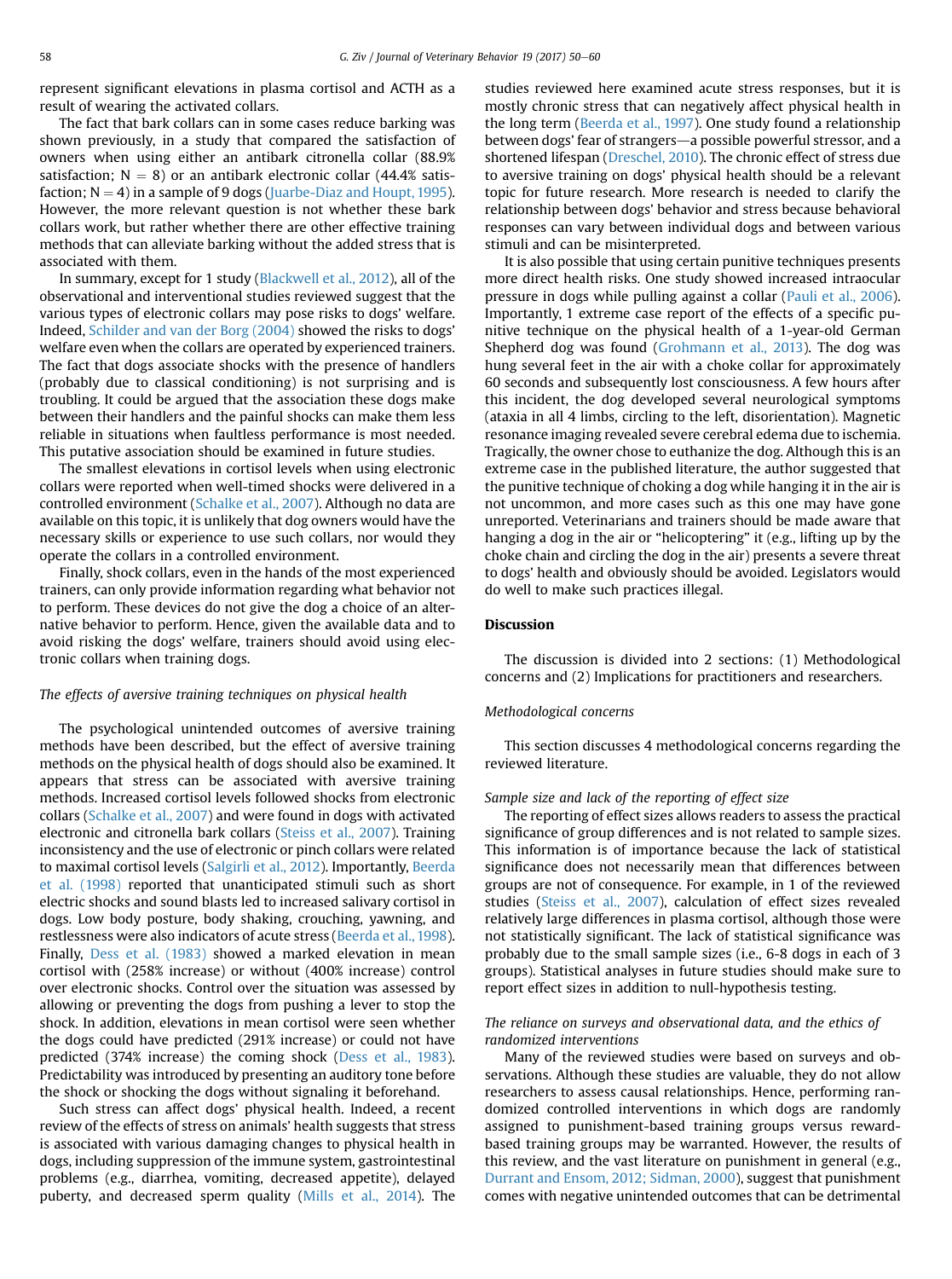represent significant elevations in plasma cortisol and ACTH as a result of wearing the activated collars.

The fact that bark collars can in some cases reduce barking was shown previously, in a study that compared the satisfaction of owners when using either an antibark citronella collar (88.9% satisfaction; $N = 8$) or an antibark electronic collar (44.4% satisfaction; $N = 4$) in a sample of 9 dogs (Juarbe-Diaz and Houpt, 1995). However, the more relevant question is not whether these bark collars work, but rather whether there are other effective training methods that can alleviate barking without the added stress that is associated with them.

In summary, except for 1 study (Blackwell et al., 2012), all of the observational and interventional studies reviewed suggest that the various types of electronic collars may pose risks to dogs' welfare. Indeed, Schilder and van der Borg (2004) showed the risks to dogs' welfare even when the collars are operated by experienced trainers. The fact that dogs associate shocks with the presence of handlers (probably due to classical conditioning) is not surprising and is troubling. It could be argued that the association these dogs make between their handlers and the painful shocks can make them less reliable in situations when faultless performance is most needed. This putative association should be examined in future studies.

The smallest elevations in cortisol levels when using electronic collars were reported when well-timed shocks were delivered in a controlled environment (Schalke et al., 2007). Although no data are available on this topic, it is unlikely that dog owners would have the necessary skills or experience to use such collars, nor would they operate the collars in a controlled environment.

Finally, shock collars, even in the hands of the most experienced trainers, can only provide information regarding what behavior not to perform. These devices do not give the dog a choice of an alternative behavior to perform. Hence, given the available data and to avoid risking the dogs' welfare, trainers should avoid using electronic collars when training dogs.

### *The effects of aversive training techniques on physical health*

The psychological unintended outcomes of aversive training methods have been described, but the effect of aversive training methods on the physical health of dogs should also be examined. It appears that stress can be associated with aversive training methods. Increased cortisol levels followed shocks from electronic collars (Schalke et al., 2007) and were found in dogs with activated electronic and citronella bark collars (Steiss et al., 2007). Training inconsistency and the use of electronic or pinch collars were related to maximal cortisol levels (Salgirli et al., 2012). Importantly, Beerda et al. (1998) reported that unanticipated stimuli such as short electric shocks and sound blasts led to increased salivary cortisol in dogs. Low body posture, body shaking, crouching, yawning, and restlessness were also indicators of acute stress (Beerda et al., 1998). Finally, Dess et al. (1983) showed a marked elevation in mean cortisol with (258% increase) or without (400% increase) control over electronic shocks. Control over the situation was assessed by allowing or preventing the dogs from pushing a lever to stop the shock. In addition, elevations in mean cortisol were seen whether the dogs could have predicted (291% increase) or could not have predicted (374% increase) the coming shock (Dess et al., 1983). Predictability was introduced by presenting an auditory tone before the shock or shocking the dogs without signaling it beforehand.

Such stress can affect dogs' physical health. Indeed, a recent review of the effects of stress on animals' health suggests that stress is associated with various damaging changes to physical health in dogs, including suppression of the immune system, gastrointestinal problems (e.g., diarrhea, vomiting, decreased appetite), delayed puberty, and decreased sperm quality (Mills et al., 2014). The studies reviewed here examined acute stress responses, but it is mostly chronic stress that can negatively affect physical health in the long term (Beerda et al., 1997). One study found a relationship between dogs' fear of strangers—a possible powerful stressor, and a shortened lifespan (Dreschel, 2010). The chronic effect of stress due to aversive training on dogs' physical health should be a relevant topic for future research. More research is needed to clarify the relationship between dogs' behavior and stress because behavioral responses can vary between individual dogs and between various stimuli and can be misinterpreted.

It is also possible that using certain punitive techniques presents more direct health risks. One study showed increased intraocular pressure in dogs while pulling against a collar (Pauli et al., 2006). Importantly, 1 extreme case report of the effects of a specific punitive technique on the physical health of a 1-year-old German Shepherd dog was found (Grohmann et al., 2013). The dog was hung several feet in the air with a choke collar for approximately 60 seconds and subsequently lost consciousness. A few hours after this incident, the dog developed several neurological symptoms (ataxia in all 4 limbs, circling to the left, disorientation). Magnetic resonance imaging revealed severe cerebral edema due to ischemia. Tragically, the owner chose to euthanize the dog. Although this is an extreme case in the published literature, the author suggested that the punitive technique of choking a dog while hanging it in the air is not uncommon, and more cases such as this one may have gone unreported. Veterinarians and trainers should be made aware that hanging a dog in the air or "helicoptering" it (e.g., lifting up by the choke chain and circling the dog in the air) presents a severe threat to dogs' health and obviously should be avoided. Legislators would do well to make such practices illegal.

## Discussion

The discussion is divided into 2 sections: (1) Methodological concerns and (2) Implications for practitioners and researchers.

### *Methodological concerns*

This section discusses 4 methodological concerns regarding the reviewed literature.

#### *Sample size and lack of the reporting of effect size*

The reporting of effect sizes allows readers to assess the practical significance of group differences and is not related to sample sizes. This information is of importance because the lack of statistical significance does not necessarily mean that differences between groups are not of consequence. For example, in 1 of the reviewed studies (Steiss et al., 2007), calculation of effect sizes revealed relatively large differences in plasma cortisol, although those were not statistically significant. The lack of statistical significance was probably due to the small sample sizes (i.e., 6-8 dogs in each of 3 groups). Statistical analyses in future studies should make sure to report effect sizes in addition to null-hypothesis testing.

#### *The reliance on surveys and observational data, and the ethics of randomized interventions*

Many of the reviewed studies were based on surveys and observations. Although these studies are valuable, they do not allow researchers to assess causal relationships. Hence, performing randomized controlled interventions in which dogs are randomly assigned to punishment-based training groups versus reward-based training groups may be warranted. However, the results of this review, and the vast literature on punishment in general (e.g., Durrant and Ensom, 2012; Sidman, 2000), suggest that punishment comes with negative unintended outcomes that can be detrimental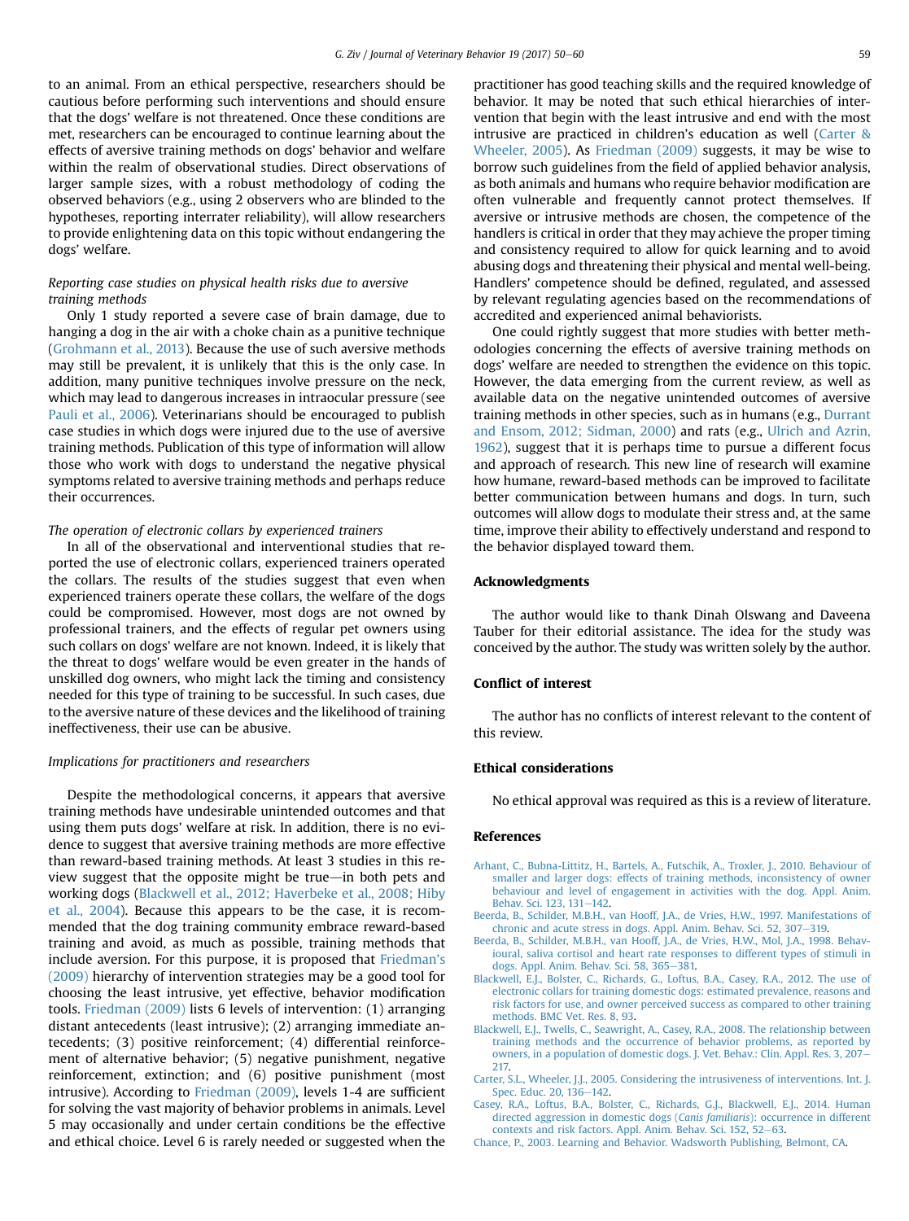to an animal. From an ethical perspective, researchers should be cautious before performing such interventions and should ensure that the dogs' welfare is not threatened. Once these conditions are met, researchers can be encouraged to continue learning about the effects of aversive training methods on dogs' behavior and welfare within the realm of observational studies. Direct observations of larger sample sizes, with a robust methodology of coding the observed behaviors (e.g., using 2 observers who are blinded to the hypotheses, reporting interrater reliability), will allow researchers to provide enlightening data on this topic without endangering the dogs' welfare.

*Reporting case studies on physical health risks due to aversive training methods*

Only 1 study reported a severe case of brain damage, due to hanging a dog in the air with a choke chain as a punitive technique (Grohmann et al., 2013). Because the use of such aversive methods may still be prevalent, it is unlikely that this is the only case. In addition, many punitive techniques involve pressure on the neck, which may lead to dangerous increases in intraocular pressure (see Pauli et al., 2006). Veterinarians should be encouraged to publish case studies in which dogs were injured due to the use of aversive training methods. Publication of this type of information will allow those who work with dogs to understand the negative physical symptoms related to aversive training methods and perhaps reduce their occurrences.

*The operation of electronic collars by experienced trainers*

In all of the observational and interventional studies that reported the use of electronic collars, experienced trainers operated the collars. The results of the studies suggest that even when experienced trainers operate these collars, the welfare of the dogs could be compromised. However, most dogs are not owned by professional trainers, and the effects of regular pet owners using such collars on dogs' welfare are not known. Indeed, it is likely that the threat to dogs' welfare would be even greater in the hands of unskilled dog owners, who might lack the timing and consistency needed for this type of training to be successful. In such cases, due to the aversive nature of these devices and the likelihood of training ineffectiveness, their use can be abusive.

*Implications for practitioners and researchers*

Despite the methodological concerns, it appears that aversive training methods have undesirable unintended outcomes and that using them puts dogs' welfare at risk. In addition, there is no evidence to suggest that aversive training methods are more effective than reward-based training methods. At least 3 studies in this review suggest that the opposite might be true—in both pets and working dogs (Blackwell et al., 2012; Haverbeke et al., 2008; Hiby et al., 2004). Because this appears to be the case, it is recommended that the dog training community embrace reward-based training and avoid, as much as possible, training methods that include aversion. For this purpose, it is proposed that Friedman's (2009) hierarchy of intervention strategies may be a good tool for choosing the least intrusive, yet effective, behavior modification tools. Friedman (2009) lists 6 levels of intervention: (1) arranging distant antecedents (least intrusive); (2) arranging immediate antecedents; (3) positive reinforcement; (4) differential reinforcement of alternative behavior; (5) negative punishment, negative reinforcement, extinction; and (6) positive punishment (most intrusive). According to Friedman (2009), levels 1-4 are sufficient for solving the vast majority of behavior problems in animals. Level 5 may occasionally and under certain conditions be the effective and ethical choice. Level 6 is rarely needed or suggested when the practitioner has good teaching skills and the required knowledge of behavior. It may be noted that such ethical hierarchies of intervention that begin with the least intrusive and end with the most intrusive are practiced in children's education as well (Carter & Wheeler, 2005). As Friedman (2009) suggests, it may be wise to borrow such guidelines from the field of applied behavior analysis, as both animals and humans who require behavior modification are often vulnerable and frequently cannot protect themselves. If aversive or intrusive methods are chosen, the competence of the handlers is critical in order that they may achieve the proper timing and consistency required to allow for quick learning and to avoid abusing dogs and threatening their physical and mental well-being. Handlers' competence should be defined, regulated, and assessed by relevant regulating agencies based on the recommendations of accredited and experienced animal behaviorists.

One could rightly suggest that more studies with better methodologies concerning the effects of aversive training methods on dogs' welfare are needed to strengthen the evidence on this topic. However, the data emerging from the current review, as well as available data on the negative unintended outcomes of aversive training methods in other species, such as in humans (e.g., Durrant and Ensom, 2012; Sidman, 2000) and rats (e.g., Ulrich and Azrin, 1962), suggest that it is perhaps time to pursue a different focus and approach of research. This new line of research will examine how humane, reward-based methods can be improved to facilitate better communication between humans and dogs. In turn, such outcomes will allow dogs to modulate their stress and, at the same time, improve their ability to effectively understand and respond to the behavior displayed toward them.

## Acknowledgments

The author would like to thank Dinah Olswang and Daveena Tauber for their editorial assistance. The idea for the study was conceived by the author. The study was written solely by the author.

## Conflict of interest

The author has no conflicts of interest relevant to the content of this review.

## Ethical considerations

No ethical approval was required as this is a review of literature.

## References

Arhant, C., Bubna-Littitz, H., Bartels, A., Futschik, A., Troxler, J., 2010. Behaviour of smaller and larger dogs: effects of training methods, inconsistency of owner behaviour and level of engagement in activities with the dog. Appl. Anim. Behav. Sci. 123, 131–142.

Beerda, B., Schilder, M.B.H., van Hooff, J.A., de Vries, H.W., 1997. Manifestations of chronic and acute stress in dogs. Appl. Anim. Behav. Sci. 52, 307–319.

Beerda, B., Schilder, M.B.H., van Hooff, J.A., de Vries, H.W., Mol, J.A., 1998. Behavioural, saliva cortisol and heart rate responses to different types of stimuli in dogs. Appl. Anim. Behav. Sci. 58, 365–381.

Blackwell, E.J., Bolster, C., Richards, G., Loftus, B.A., Casey, R.A., 2012. The use of electronic collars for training domestic dogs: estimated prevalence, reasons and risk factors for use, and owner perceived success as compared to other training methods. BMC Vet. Res. 8, 93.

Blackwell, E.J., Twells, C., Seawright, A., Casey, R.A., 2008. The relationship between training methods and the occurrence of behavior problems, as reported by owners, in a population of domestic dogs. J. Vet. Behav.: Clin. Appl. Res. 3, 207–217.

Carter, S.L., Wheeler, J.J., 2005. Considering the intrusiveness of interventions. Int. J. Spec. Educ. 20, 136–142.

Casey, R.A., Loftus, B.A., Bolster, C., Richards, G.J., Blackwell, E.J., 2014. Human directed aggression in domestic dogs (*Canis familiaris*): occurrence in different contexts and risk factors. Appl. Anim. Behav. Sci. 152, 52–63.

Chance, P., 2003. Learning and Behavior. Wadsworth Publishing, Belmont, CA.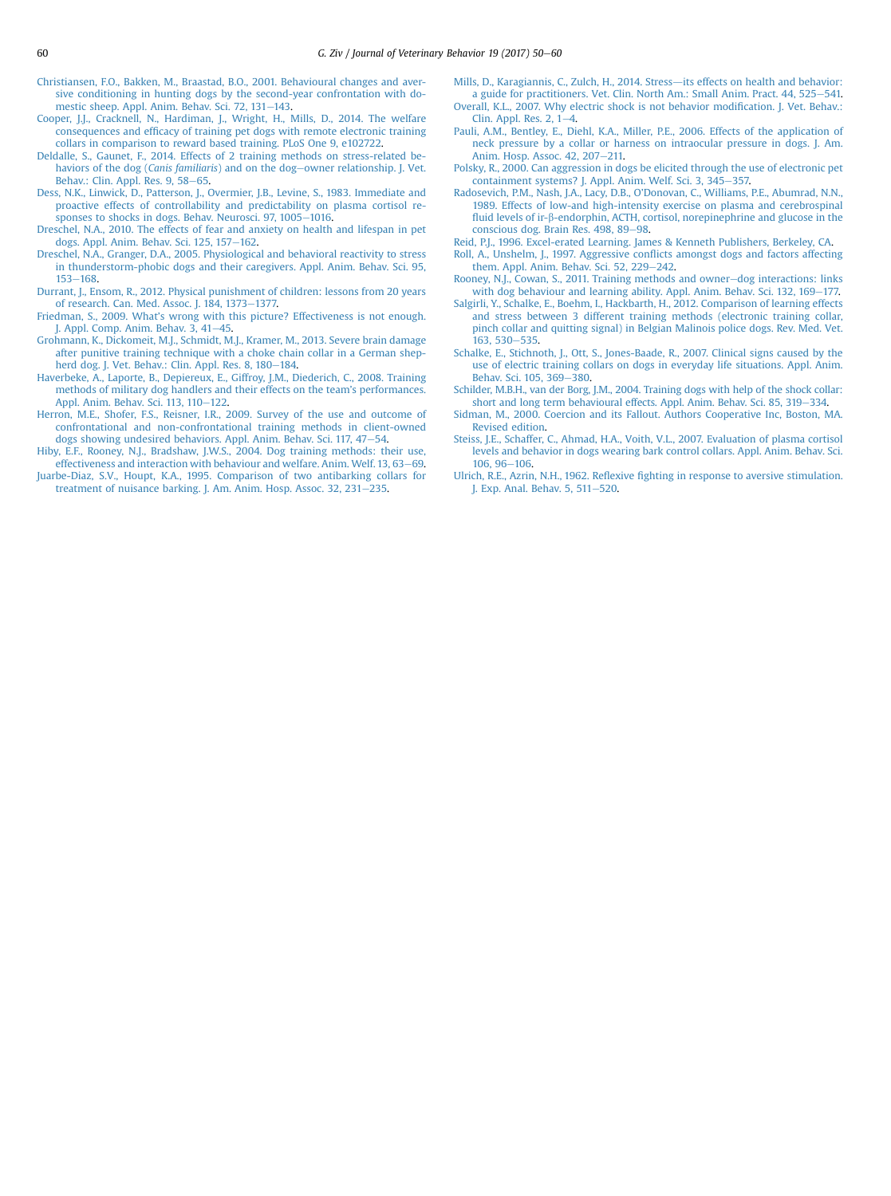Christiansen, F.O., Bakken, M., Braastad, B.O., 2001. Behavioural changes and aversive conditioning in hunting dogs by the second-year confrontation with domestic sheep. Appl. Anim. Behav. Sci. 72, 131–143.

Cooper, J.J., Cracknell, N., Hardiman, J., Wright, H., Mills, D., 2014. The welfare consequences and efficacy of training pet dogs with remote electronic training collars in comparison to reward based training. PLoS One 9, e102722.

Deldalle, S., Gaunet, F., 2014. Effects of 2 training methods on stress-related behaviors of the dog (*Canis familiaris*) and on the dog–owner relationship. J. Vet. Behav.: Clin. Appl. Res. 9, 58–65.

Dess, N.K., Linwick, D., Patterson, J., Overmier, J.B., Levine, S., 1983. Immediate and proactive effects of controllability and predictability on plasma cortisol responses to shocks in dogs. Behav. Neurosci. 97, 1005–1016.

Dreschel, N.A., 2010. The effects of fear and anxiety on health and lifespan in pet dogs. Appl. Anim. Behav. Sci. 125, 157–162.

Dreschel, N.A., Granger, D.A., 2005. Physiological and behavioral reactivity to stress in thunderstorm-phobic dogs and their caregivers. Appl. Anim. Behav. Sci. 95, 153–168.

Durrant, J., Ensom, R., 2012. Physical punishment of children: lessons from 20 years of research. Can. Med. Assoc. J. 184, 1373–1377.

Friedman, S., 2009. What's wrong with this picture? Effectiveness is not enough. J. Appl. Comp. Anim. Behav. 3, 41–45.

Grohmann, K., Dickomeit, M.J., Schmidt, M.J., Kramer, M., 2013. Severe brain damage after punitive training technique with a choke chain collar in a German shepherd dog. J. Vet. Behav.: Clin. Appl. Res. 8, 180–184.

Haverbeke, A., Laporte, B., Depiereux, E., Giffroy, J.M., Diederich, C., 2008. Training methods of military dog handlers and their effects on the team's performances. Appl. Anim. Behav. Sci. 113, 110–122.

Herron, M.E., Shofer, F.S., Reisner, I.R., 2009. Survey of the use and outcome of confrontational and non-confrontational training methods in client-owned dogs showing undesired behaviors. Appl. Anim. Behav. Sci. 117, 47–54.

Hiby, E.F., Rooney, N.J., Bradshaw, J.W.S., 2004. Dog training methods: their use, effectiveness and interaction with behaviour and welfare. Anim. Welf. 13, 63–69.

Juarbe-Diaz, S.V., Houpt, K.A., 1995. Comparison of two antibarking collars for treatment of nuisance barking. J. Am. Anim. Hosp. Assoc. 32, 231–235.

Mills, D., Karagiannis, C., Zulch, H., 2014. Stress—its effects on health and behavior: a guide for practitioners. Vet. Clin. North Am.: Small Anim. Pract. 44, 525–541.

Overall, K.L., 2007. Why electric shock is not behavior modification. J. Vet. Behav.: Clin. Appl. Res. 2, 1–4.

Pauli, A.M., Bentley, E., Diehl, K.A., Miller, P.E., 2006. Effects of the application of neck pressure by a collar or harness on intraocular pressure in dogs. J. Am. Anim. Hosp. Assoc. 42, 207–211.

Polsky, R., 2000. Can aggression in dogs be elicited through the use of electronic pet containment systems? J. Appl. Anim. Welf. Sci. 3, 345–357.

Radosevich, P.M., Nash, J.A., Lacy, D.B., O'Donovan, C., Williams, P.E., Abumrad, N.N., 1989. Effects of low-and high-intensity exercise on plasma and cerebrospinal fluid levels of ir-β-endorphin, ACTH, cortisol, norepinephrine and glucose in the conscious dog. Brain Res. 498, 89–98.

Reid, P.J., 1996. Excel-erated Learning. James & Kenneth Publishers, Berkeley, CA.

Roll, A., Unshelm, J., 1997. Aggressive conflicts amongst dogs and factors affecting them. Appl. Anim. Behav. Sci. 52, 229–242.

Rooney, N.J., Cowan, S., 2011. Training methods and owner–dog interactions: links with dog behaviour and learning ability. Appl. Anim. Behav. Sci. 132, 169–177.

Salgirli, Y., Schalke, E., Boehm, I., Hackbarth, H., 2012. Comparison of learning effects and stress between 3 different training methods (electronic training collar, pinch collar and quitting signal) in Belgian Malinois police dogs. Rev. Med. Vet. 163, 530–535.

Schalke, E., Stichnoth, J., Ott, S., Jones-Baade, R., 2007. Clinical signs caused by the use of electric training collars on dogs in everyday life situations. Appl. Anim. Behav. Sci. 105, 369–380.

Schilder, M.B.H., van der Borg, J.M., 2004. Training dogs with help of the shock collar: short and long term behavioural effects. Appl. Anim. Behav. Sci. 85, 319–334.

Sidman, M., 2000. Coercion and its Fallout. Authors Cooperative Inc, Boston, MA. Revised edition.

Steiss, J.E., Schaffer, C., Ahmad, H.A., Voith, V.L., 2007. Evaluation of plasma cortisol levels and behavior in dogs wearing bark control collars. Appl. Anim. Behav. Sci. 106, 96–106.

Ulrich, R.E., Azrin, N.H., 1962. Reflexive fighting in response to aversive stimulation. J. Exp. Anal. Behav. 5, 511–520.